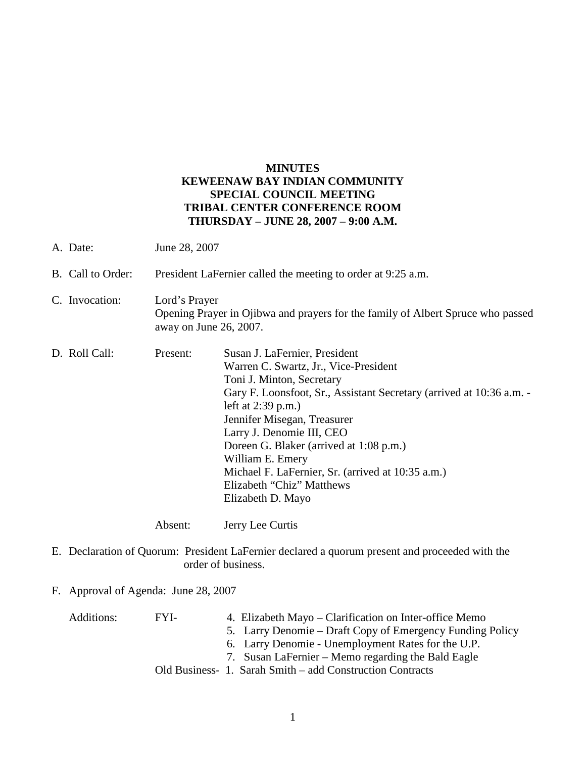**MINUTES**
**KEWEENAW BAY INDIAN COMMUNITY**
**SPECIAL COUNCIL MEETING**
**TRIBAL CENTER CONFERENCE ROOM**
**THURSDAY – JUNE 28, 2007 – 9:00 A.M.**

A. Date: June 28, 2007

B. Call to Order: President LaFernier called the meeting to order at 9:25 a.m.

C. Invocation: Lord's Prayer
Opening Prayer in Ojibwa and prayers for the family of Albert Spruce who passed away on June 26, 2007.

D. Roll Call:

Present:
- Susan J. LaFernier, President
- Warren C. Swartz, Jr., Vice-President
- Toni J. Minton, Secretary
- Gary F. Loonsfoot, Sr., Assistant Secretary (arrived at 10:36 a.m. - left at 2:39 p.m.)
- Jennifer Misegan, Treasurer
- Larry J. Denomie III, CEO
- Doreen G. Blaker (arrived at 1:08 p.m.)
- William E. Emery
- Michael F. LaFernier, Sr. (arrived at 10:35 a.m.)
- Elizabeth "Chiz" Matthews
- Elizabeth D. Mayo

Absent: Jerry Lee Curtis

E. Declaration of Quorum: President LaFernier declared a quorum present and proceeded with the order of business.

F. Approval of Agenda: June 28, 2007

Additions:

FYI-
4. Elizabeth Mayo – Clarification on Inter-office Memo
5. Larry Denomie – Draft Copy of Emergency Funding Policy
6. Larry Denomie - Unemployment Rates for the U.P.
7. Susan LaFernier – Memo regarding the Bald Eagle

Old Business-
1. Sarah Smith – add Construction Contracts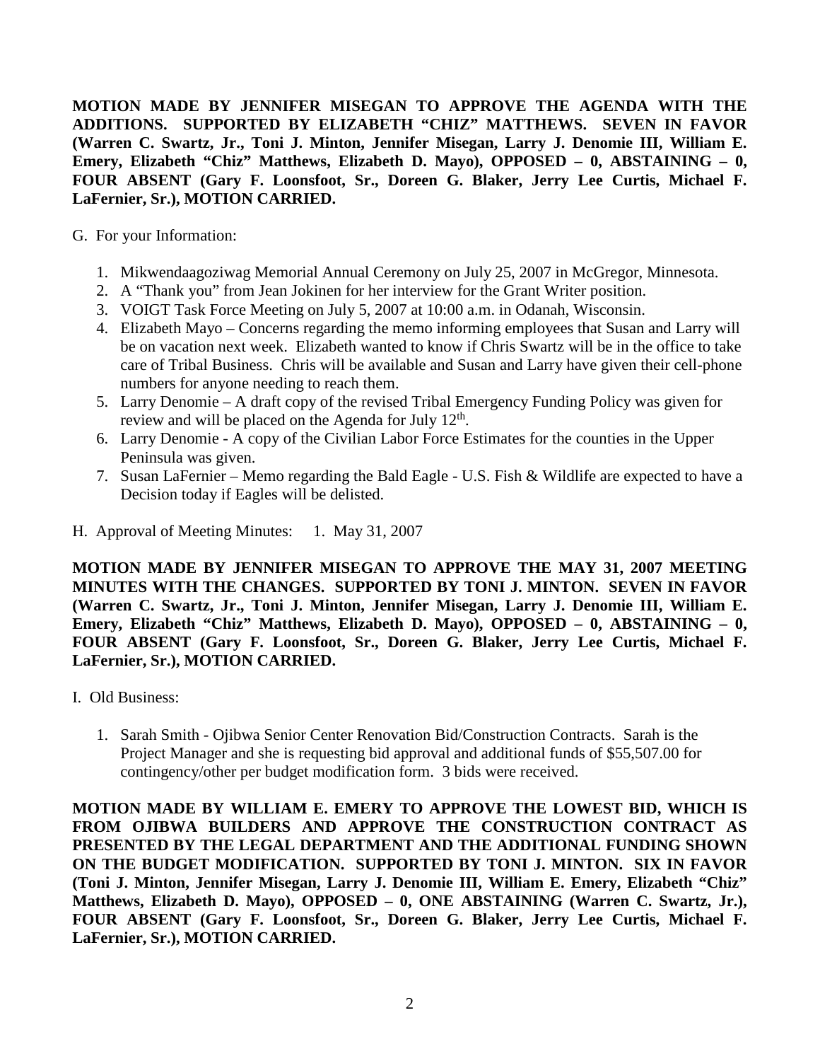**MOTION MADE BY JENNIFER MISEGAN TO APPROVE THE AGENDA WITH THE ADDITIONS. SUPPORTED BY ELIZABETH "CHIZ" MATTHEWS. SEVEN IN FAVOR (Warren C. Swartz, Jr., Toni J. Minton, Jennifer Misegan, Larry J. Denomie III, William E. Emery, Elizabeth "Chiz" Matthews, Elizabeth D. Mayo), OPPOSED – 0, ABSTAINING – 0, FOUR ABSENT (Gary F. Loonsfoot, Sr., Doreen G. Blaker, Jerry Lee Curtis, Michael F. LaFernier, Sr.), MOTION CARRIED.**

G. For your Information:

1. Mikwendaagoziwag Memorial Annual Ceremony on July 25, 2007 in McGregor, Minnesota.
2. A "Thank you" from Jean Jokinen for her interview for the Grant Writer position.
3. VOIGT Task Force Meeting on July 5, 2007 at 10:00 a.m. in Odanah, Wisconsin.
4. Elizabeth Mayo – Concerns regarding the memo informing employees that Susan and Larry will be on vacation next week. Elizabeth wanted to know if Chris Swartz will be in the office to take care of Tribal Business. Chris will be available and Susan and Larry have given their cell-phone numbers for anyone needing to reach them.
5. Larry Denomie – A draft copy of the revised Tribal Emergency Funding Policy was given for review and will be placed on the Agenda for July 12th.
6. Larry Denomie - A copy of the Civilian Labor Force Estimates for the counties in the Upper Peninsula was given.
7. Susan LaFernier – Memo regarding the Bald Eagle - U.S. Fish & Wildlife are expected to have a Decision today if Eagles will be delisted.

H. Approval of Meeting Minutes: 1. May 31, 2007

**MOTION MADE BY JENNIFER MISEGAN TO APPROVE THE MAY 31, 2007 MEETING MINUTES WITH THE CHANGES. SUPPORTED BY TONI J. MINTON. SEVEN IN FAVOR (Warren C. Swartz, Jr., Toni J. Minton, Jennifer Misegan, Larry J. Denomie III, William E. Emery, Elizabeth "Chiz" Matthews, Elizabeth D. Mayo), OPPOSED – 0, ABSTAINING – 0, FOUR ABSENT (Gary F. Loonsfoot, Sr., Doreen G. Blaker, Jerry Lee Curtis, Michael F. LaFernier, Sr.), MOTION CARRIED.**

I. Old Business:

1. Sarah Smith - Ojibwa Senior Center Renovation Bid/Construction Contracts. Sarah is the Project Manager and she is requesting bid approval and additional funds of $55,507.00 for contingency/other per budget modification form. 3 bids were received.

**MOTION MADE BY WILLIAM E. EMERY TO APPROVE THE LOWEST BID, WHICH IS FROM OJIBWA BUILDERS AND APPROVE THE CONSTRUCTION CONTRACT AS PRESENTED BY THE LEGAL DEPARTMENT AND THE ADDITIONAL FUNDING SHOWN ON THE BUDGET MODIFICATION. SUPPORTED BY TONI J. MINTON. SIX IN FAVOR (Toni J. Minton, Jennifer Misegan, Larry J. Denomie III, William E. Emery, Elizabeth "Chiz" Matthews, Elizabeth D. Mayo), OPPOSED – 0, ONE ABSTAINING (Warren C. Swartz, Jr.), FOUR ABSENT (Gary F. Loonsfoot, Sr., Doreen G. Blaker, Jerry Lee Curtis, Michael F. LaFernier, Sr.), MOTION CARRIED.**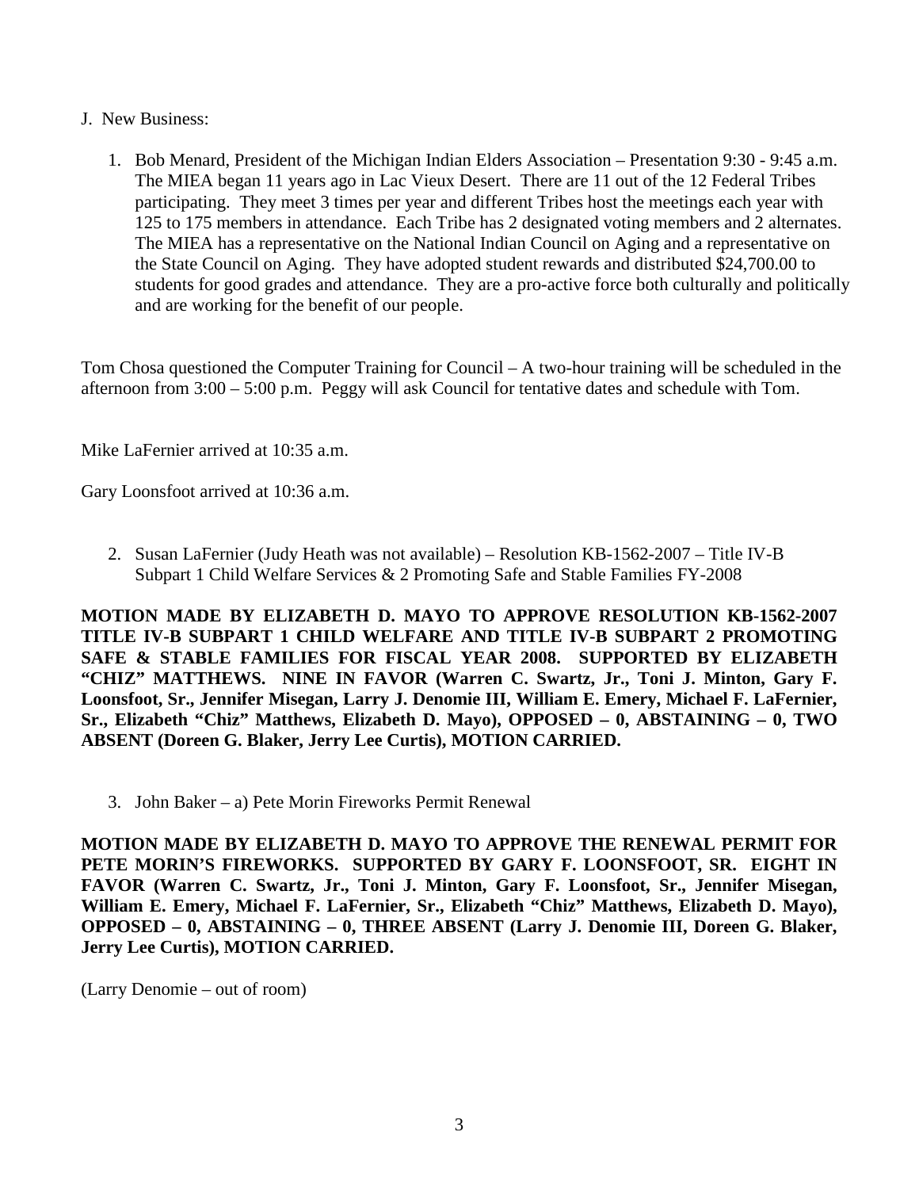J. New Business:

1. Bob Menard, President of the Michigan Indian Elders Association – Presentation 9:30 - 9:45 a.m. The MIEA began 11 years ago in Lac Vieux Desert. There are 11 out of the 12 Federal Tribes participating. They meet 3 times per year and different Tribes host the meetings each year with 125 to 175 members in attendance. Each Tribe has 2 designated voting members and 2 alternates. The MIEA has a representative on the National Indian Council on Aging and a representative on the State Council on Aging. They have adopted student rewards and distributed $24,700.00 to students for good grades and attendance. They are a pro-active force both culturally and politically and are working for the benefit of our people.

Tom Chosa questioned the Computer Training for Council – A two-hour training will be scheduled in the afternoon from 3:00 – 5:00 p.m. Peggy will ask Council for tentative dates and schedule with Tom.

Mike LaFernier arrived at 10:35 a.m.

Gary Loonsfoot arrived at 10:36 a.m.

2. Susan LaFernier (Judy Heath was not available) – Resolution KB-1562-2007 – Title IV-B Subpart 1 Child Welfare Services & 2 Promoting Safe and Stable Families FY-2008

**MOTION MADE BY ELIZABETH D. MAYO TO APPROVE RESOLUTION KB-1562-2007 TITLE IV-B SUBPART 1 CHILD WELFARE AND TITLE IV-B SUBPART 2 PROMOTING SAFE & STABLE FAMILIES FOR FISCAL YEAR 2008. SUPPORTED BY ELIZABETH "CHIZ" MATTHEWS. NINE IN FAVOR (Warren C. Swartz, Jr., Toni J. Minton, Gary F. Loonsfoot, Sr., Jennifer Misegan, Larry J. Denomie III, William E. Emery, Michael F. LaFernier, Sr., Elizabeth "Chiz" Matthews, Elizabeth D. Mayo), OPPOSED – 0, ABSTAINING – 0, TWO ABSENT (Doreen G. Blaker, Jerry Lee Curtis), MOTION CARRIED.**

3. John Baker – a) Pete Morin Fireworks Permit Renewal

**MOTION MADE BY ELIZABETH D. MAYO TO APPROVE THE RENEWAL PERMIT FOR PETE MORIN'S FIREWORKS. SUPPORTED BY GARY F. LOONSFOOT, SR. EIGHT IN FAVOR (Warren C. Swartz, Jr., Toni J. Minton, Gary F. Loonsfoot, Sr., Jennifer Misegan, William E. Emery, Michael F. LaFernier, Sr., Elizabeth "Chiz" Matthews, Elizabeth D. Mayo), OPPOSED – 0, ABSTAINING – 0, THREE ABSENT (Larry J. Denomie III, Doreen G. Blaker, Jerry Lee Curtis), MOTION CARRIED.**

(Larry Denomie – out of room)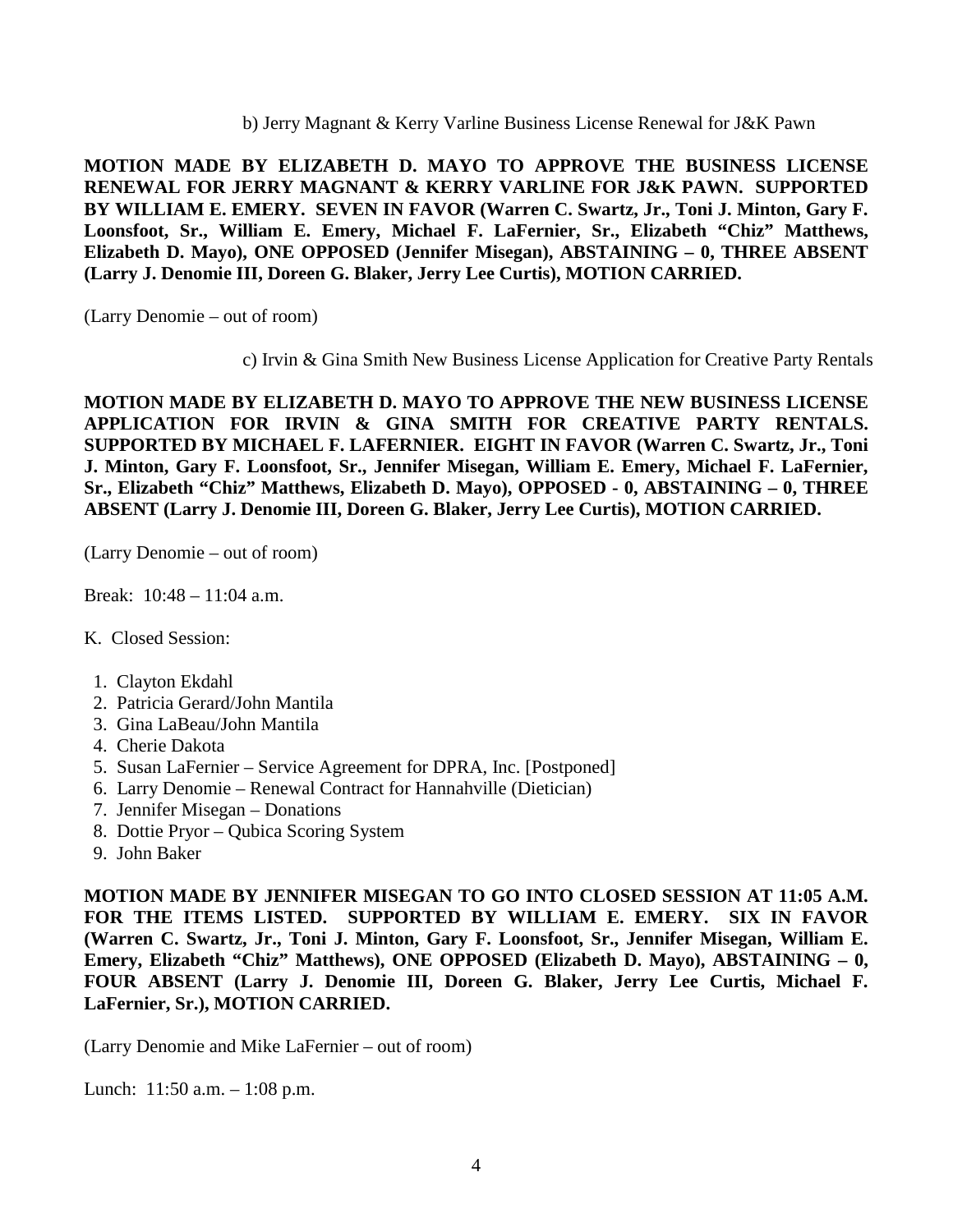b) Jerry Magnant & Kerry Varline Business License Renewal for J&K Pawn

**MOTION MADE BY ELIZABETH D. MAYO TO APPROVE THE BUSINESS LICENSE RENEWAL FOR JERRY MAGNANT & KERRY VARLINE FOR J&K PAWN. SUPPORTED BY WILLIAM E. EMERY. SEVEN IN FAVOR (Warren C. Swartz, Jr., Toni J. Minton, Gary F. Loonsfoot, Sr., William E. Emery, Michael F. LaFernier, Sr., Elizabeth "Chiz" Matthews, Elizabeth D. Mayo), ONE OPPOSED (Jennifer Misegan), ABSTAINING – 0, THREE ABSENT (Larry J. Denomie III, Doreen G. Blaker, Jerry Lee Curtis), MOTION CARRIED.**

(Larry Denomie – out of room)

c) Irvin & Gina Smith New Business License Application for Creative Party Rentals

**MOTION MADE BY ELIZABETH D. MAYO TO APPROVE THE NEW BUSINESS LICENSE APPLICATION FOR IRVIN & GINA SMITH FOR CREATIVE PARTY RENTALS. SUPPORTED BY MICHAEL F. LAFERNIER. EIGHT IN FAVOR (Warren C. Swartz, Jr., Toni J. Minton, Gary F. Loonsfoot, Sr., Jennifer Misegan, William E. Emery, Michael F. LaFernier, Sr., Elizabeth "Chiz" Matthews, Elizabeth D. Mayo), OPPOSED - 0, ABSTAINING – 0, THREE ABSENT (Larry J. Denomie III, Doreen G. Blaker, Jerry Lee Curtis), MOTION CARRIED.**

(Larry Denomie – out of room)

Break: 10:48 – 11:04 a.m.

K. Closed Session:

1. Clayton Ekdahl
2. Patricia Gerard/John Mantila
3. Gina LaBeau/John Mantila
4. Cherie Dakota
5. Susan LaFernier – Service Agreement for DPRA, Inc. [Postponed]
6. Larry Denomie – Renewal Contract for Hannahville (Dietician)
7. Jennifer Misegan – Donations
8. Dottie Pryor – Qubica Scoring System
9. John Baker

**MOTION MADE BY JENNIFER MISEGAN TO GO INTO CLOSED SESSION AT 11:05 A.M. FOR THE ITEMS LISTED. SUPPORTED BY WILLIAM E. EMERY. SIX IN FAVOR (Warren C. Swartz, Jr., Toni J. Minton, Gary F. Loonsfoot, Sr., Jennifer Misegan, William E. Emery, Elizabeth "Chiz" Matthews), ONE OPPOSED (Elizabeth D. Mayo), ABSTAINING – 0, FOUR ABSENT (Larry J. Denomie III, Doreen G. Blaker, Jerry Lee Curtis, Michael F. LaFernier, Sr.), MOTION CARRIED.**

(Larry Denomie and Mike LaFernier – out of room)

Lunch: 11:50 a.m. – 1:08 p.m.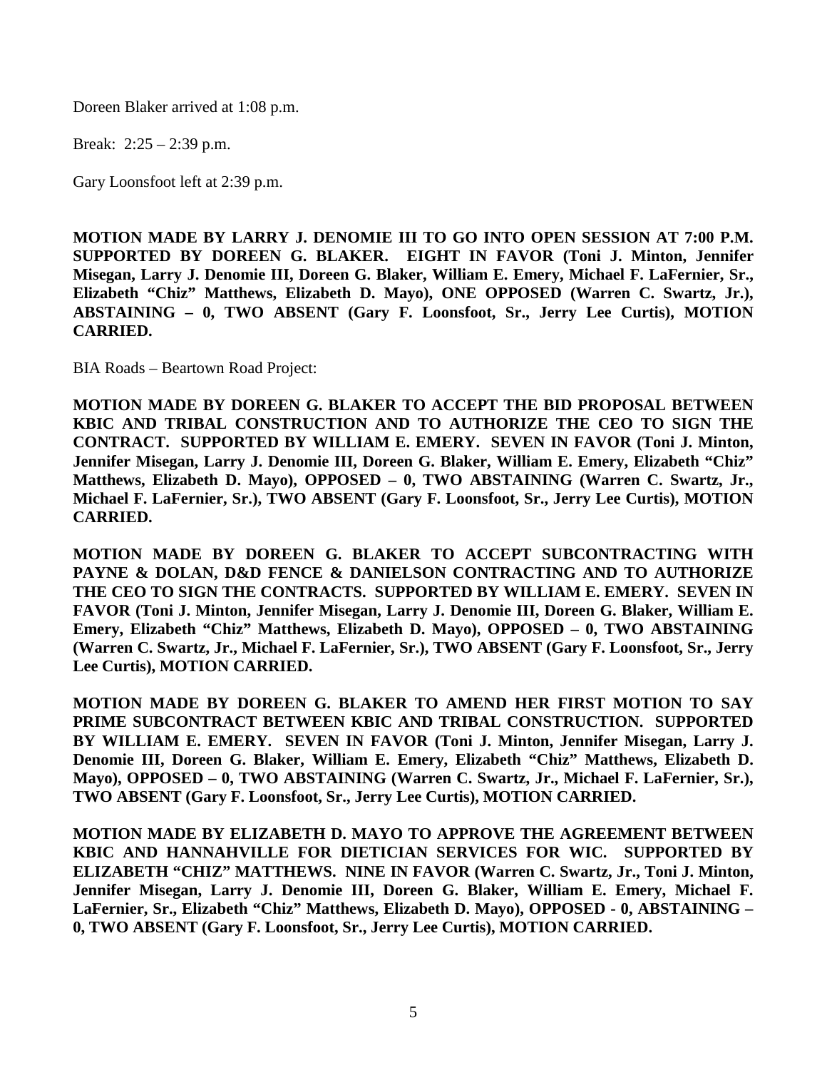Doreen Blaker arrived at 1:08 p.m.

Break: 2:25 – 2:39 p.m.

Gary Loonsfoot left at 2:39 p.m.

**MOTION MADE BY LARRY J. DENOMIE III TO GO INTO OPEN SESSION AT 7:00 P.M. SUPPORTED BY DOREEN G. BLAKER. EIGHT IN FAVOR (Toni J. Minton, Jennifer Misegan, Larry J. Denomie III, Doreen G. Blaker, William E. Emery, Michael F. LaFernier, Sr., Elizabeth "Chiz" Matthews, Elizabeth D. Mayo), ONE OPPOSED (Warren C. Swartz, Jr.), ABSTAINING – 0, TWO ABSENT (Gary F. Loonsfoot, Sr., Jerry Lee Curtis), MOTION CARRIED.**

BIA Roads – Beartown Road Project:

**MOTION MADE BY DOREEN G. BLAKER TO ACCEPT THE BID PROPOSAL BETWEEN KBIC AND TRIBAL CONSTRUCTION AND TO AUTHORIZE THE CEO TO SIGN THE CONTRACT. SUPPORTED BY WILLIAM E. EMERY. SEVEN IN FAVOR (Toni J. Minton, Jennifer Misegan, Larry J. Denomie III, Doreen G. Blaker, William E. Emery, Elizabeth "Chiz" Matthews, Elizabeth D. Mayo), OPPOSED – 0, TWO ABSTAINING (Warren C. Swartz, Jr., Michael F. LaFernier, Sr.), TWO ABSENT (Gary F. Loonsfoot, Sr., Jerry Lee Curtis), MOTION CARRIED.**

**MOTION MADE BY DOREEN G. BLAKER TO ACCEPT SUBCONTRACTING WITH PAYNE & DOLAN, D&D FENCE & DANIELSON CONTRACTING AND TO AUTHORIZE THE CEO TO SIGN THE CONTRACTS. SUPPORTED BY WILLIAM E. EMERY. SEVEN IN FAVOR (Toni J. Minton, Jennifer Misegan, Larry J. Denomie III, Doreen G. Blaker, William E. Emery, Elizabeth "Chiz" Matthews, Elizabeth D. Mayo), OPPOSED – 0, TWO ABSTAINING (Warren C. Swartz, Jr., Michael F. LaFernier, Sr.), TWO ABSENT (Gary F. Loonsfoot, Sr., Jerry Lee Curtis), MOTION CARRIED.**

**MOTION MADE BY DOREEN G. BLAKER TO AMEND HER FIRST MOTION TO SAY PRIME SUBCONTRACT BETWEEN KBIC AND TRIBAL CONSTRUCTION. SUPPORTED BY WILLIAM E. EMERY. SEVEN IN FAVOR (Toni J. Minton, Jennifer Misegan, Larry J. Denomie III, Doreen G. Blaker, William E. Emery, Elizabeth "Chiz" Matthews, Elizabeth D. Mayo), OPPOSED – 0, TWO ABSTAINING (Warren C. Swartz, Jr., Michael F. LaFernier, Sr.), TWO ABSENT (Gary F. Loonsfoot, Sr., Jerry Lee Curtis), MOTION CARRIED.**

**MOTION MADE BY ELIZABETH D. MAYO TO APPROVE THE AGREEMENT BETWEEN KBIC AND HANNAHVILLE FOR DIETICIAN SERVICES FOR WIC. SUPPORTED BY ELIZABETH "CHIZ" MATTHEWS. NINE IN FAVOR (Warren C. Swartz, Jr., Toni J. Minton, Jennifer Misegan, Larry J. Denomie III, Doreen G. Blaker, William E. Emery, Michael F. LaFernier, Sr., Elizabeth "Chiz" Matthews, Elizabeth D. Mayo), OPPOSED - 0, ABSTAINING – 0, TWO ABSENT (Gary F. Loonsfoot, Sr., Jerry Lee Curtis), MOTION CARRIED.**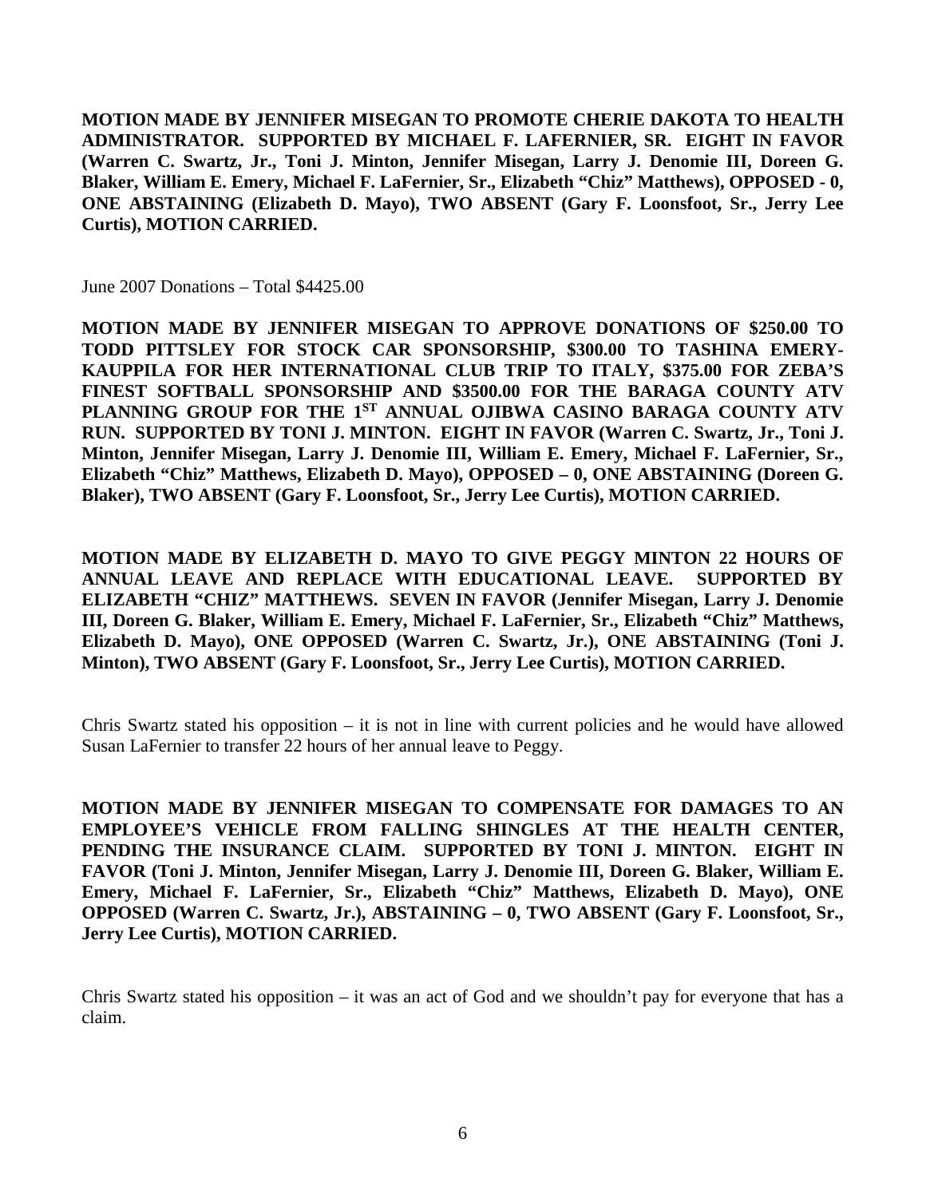**MOTION MADE BY JENNIFER MISEGAN TO PROMOTE CHERIE DAKOTA TO HEALTH ADMINISTRATOR. SUPPORTED BY MICHAEL F. LAFERNIER, SR. EIGHT IN FAVOR (Warren C. Swartz, Jr., Toni J. Minton, Jennifer Misegan, Larry J. Denomie III, Doreen G. Blaker, William E. Emery, Michael F. LaFernier, Sr., Elizabeth "Chiz" Matthews), OPPOSED - 0, ONE ABSTAINING (Elizabeth D. Mayo), TWO ABSENT (Gary F. Loonsfoot, Sr., Jerry Lee Curtis), MOTION CARRIED.**

June 2007 Donations – Total $4425.00

**MOTION MADE BY JENNIFER MISEGAN TO APPROVE DONATIONS OF $250.00 TO TODD PITTSLEY FOR STOCK CAR SPONSORSHIP, $300.00 TO TASHINA EMERY-KAUPPILA FOR HER INTERNATIONAL CLUB TRIP TO ITALY, $375.00 FOR ZEBA'S FINEST SOFTBALL SPONSORSHIP AND $3500.00 FOR THE BARAGA COUNTY ATV PLANNING GROUP FOR THE 1ST ANNUAL OJIBWA CASINO BARAGA COUNTY ATV RUN. SUPPORTED BY TONI J. MINTON. EIGHT IN FAVOR (Warren C. Swartz, Jr., Toni J. Minton, Jennifer Misegan, Larry J. Denomie III, William E. Emery, Michael F. LaFernier, Sr., Elizabeth "Chiz" Matthews, Elizabeth D. Mayo), OPPOSED – 0, ONE ABSTAINING (Doreen G. Blaker), TWO ABSENT (Gary F. Loonsfoot, Sr., Jerry Lee Curtis), MOTION CARRIED.**

**MOTION MADE BY ELIZABETH D. MAYO TO GIVE PEGGY MINTON 22 HOURS OF ANNUAL LEAVE AND REPLACE WITH EDUCATIONAL LEAVE. SUPPORTED BY ELIZABETH "CHIZ" MATTHEWS. SEVEN IN FAVOR (Jennifer Misegan, Larry J. Denomie III, Doreen G. Blaker, William E. Emery, Michael F. LaFernier, Sr., Elizabeth "Chiz" Matthews, Elizabeth D. Mayo), ONE OPPOSED (Warren C. Swartz, Jr.), ONE ABSTAINING (Toni J. Minton), TWO ABSENT (Gary F. Loonsfoot, Sr., Jerry Lee Curtis), MOTION CARRIED.**

Chris Swartz stated his opposition – it is not in line with current policies and he would have allowed Susan LaFernier to transfer 22 hours of her annual leave to Peggy.

**MOTION MADE BY JENNIFER MISEGAN TO COMPENSATE FOR DAMAGES TO AN EMPLOYEE'S VEHICLE FROM FALLING SHINGLES AT THE HEALTH CENTER, PENDING THE INSURANCE CLAIM. SUPPORTED BY TONI J. MINTON. EIGHT IN FAVOR (Toni J. Minton, Jennifer Misegan, Larry J. Denomie III, Doreen G. Blaker, William E. Emery, Michael F. LaFernier, Sr., Elizabeth "Chiz" Matthews, Elizabeth D. Mayo), ONE OPPOSED (Warren C. Swartz, Jr.), ABSTAINING – 0, TWO ABSENT (Gary F. Loonsfoot, Sr., Jerry Lee Curtis), MOTION CARRIED.**

Chris Swartz stated his opposition – it was an act of God and we shouldn't pay for everyone that has a claim.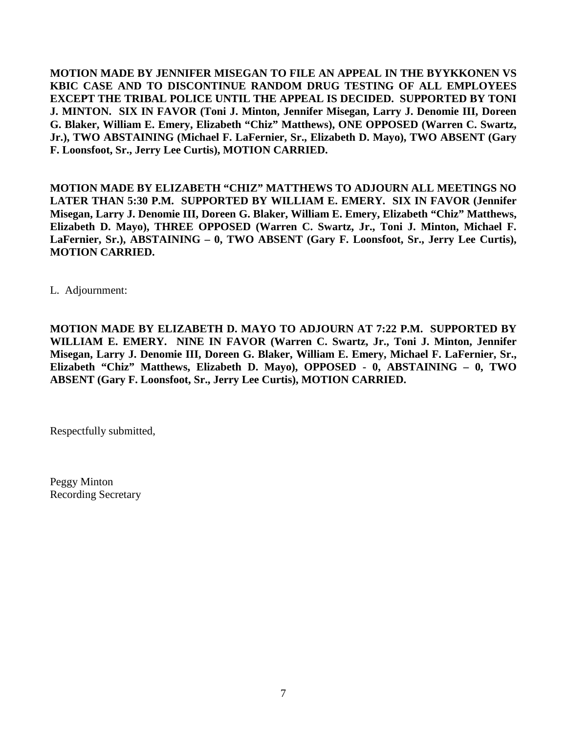**MOTION MADE BY JENNIFER MISEGAN TO FILE AN APPEAL IN THE BYYKKONEN VS KBIC CASE AND TO DISCONTINUE RANDOM DRUG TESTING OF ALL EMPLOYEES EXCEPT THE TRIBAL POLICE UNTIL THE APPEAL IS DECIDED. SUPPORTED BY TONI J. MINTON. SIX IN FAVOR (Toni J. Minton, Jennifer Misegan, Larry J. Denomie III, Doreen G. Blaker, William E. Emery, Elizabeth "Chiz" Matthews), ONE OPPOSED (Warren C. Swartz, Jr.), TWO ABSTAINING (Michael F. LaFernier, Sr., Elizabeth D. Mayo), TWO ABSENT (Gary F. Loonsfoot, Sr., Jerry Lee Curtis), MOTION CARRIED.**

**MOTION MADE BY ELIZABETH "CHIZ" MATTHEWS TO ADJOURN ALL MEETINGS NO LATER THAN 5:30 P.M. SUPPORTED BY WILLIAM E. EMERY. SIX IN FAVOR (Jennifer Misegan, Larry J. Denomie III, Doreen G. Blaker, William E. Emery, Elizabeth "Chiz" Matthews, Elizabeth D. Mayo), THREE OPPOSED (Warren C. Swartz, Jr., Toni J. Minton, Michael F. LaFernier, Sr.), ABSTAINING – 0, TWO ABSENT (Gary F. Loonsfoot, Sr., Jerry Lee Curtis), MOTION CARRIED.**

L. Adjournment:

**MOTION MADE BY ELIZABETH D. MAYO TO ADJOURN AT 7:22 P.M. SUPPORTED BY WILLIAM E. EMERY. NINE IN FAVOR (Warren C. Swartz, Jr., Toni J. Minton, Jennifer Misegan, Larry J. Denomie III, Doreen G. Blaker, William E. Emery, Michael F. LaFernier, Sr., Elizabeth "Chiz" Matthews, Elizabeth D. Mayo), OPPOSED - 0, ABSTAINING – 0, TWO ABSENT (Gary F. Loonsfoot, Sr., Jerry Lee Curtis), MOTION CARRIED.**

Respectfully submitted,

Peggy Minton
Recording Secretary